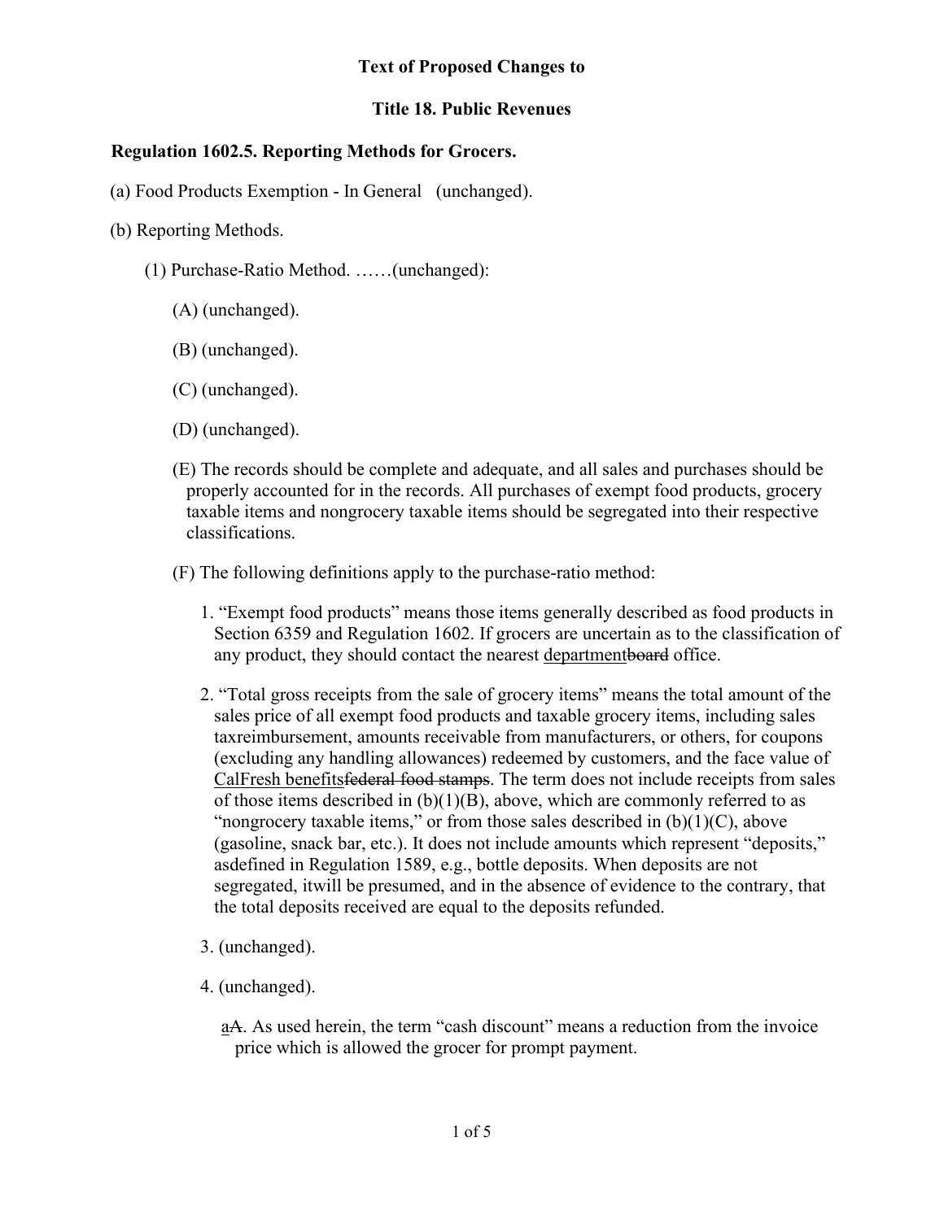**Text of Proposed Changes to**

**Title 18. Public Revenues**

**Regulation 1602.5. Reporting Methods for Grocers.**

(a) Food Products Exemption - In General (unchanged).

(b) Reporting Methods.

(1) Purchase-Ratio Method. ……(unchanged):

(A) (unchanged).

(B) (unchanged).

(C) (unchanged).

(D) (unchanged).

(E) The records should be complete and adequate, and all sales and purchases should be properly accounted for in the records. All purchases of exempt food products, grocery taxable items and nongrocery taxable items should be segregated into their respective classifications.

(F) The following definitions apply to the purchase-ratio method:

1. "Exempt food products" means those items generally described as food products in Section 6359 and Regulation 1602. If grocers are uncertain as to the classification of any product, they should contact the nearest <u>department</u>~~board~~ office.

2. "Total gross receipts from the sale of grocery items" means the total amount of the sales price of all exempt food products and taxable grocery items, including sales taxreimbursement, amounts receivable from manufacturers, or others, for coupons (excluding any handling allowances) redeemed by customers, and the face value of <u>CalFresh benefits</u>~~federal food stamps~~. The term does not include receipts from sales of those items described in (b)(1)(B), above, which are commonly referred to as "nongrocery taxable items," or from those sales described in (b)(1)(C), above (gasoline, snack bar, etc.). It does not include amounts which represent "deposits," asdefined in Regulation 1589, e.g., bottle deposits. When deposits are not segregated, itwill be presumed, and in the absence of evidence to the contrary, that the total deposits received are equal to the deposits refunded.

3. (unchanged).

4. (unchanged).

<u>a</u>~~A~~. As used herein, the term "cash discount" means a reduction from the invoice price which is allowed the grocer for prompt payment.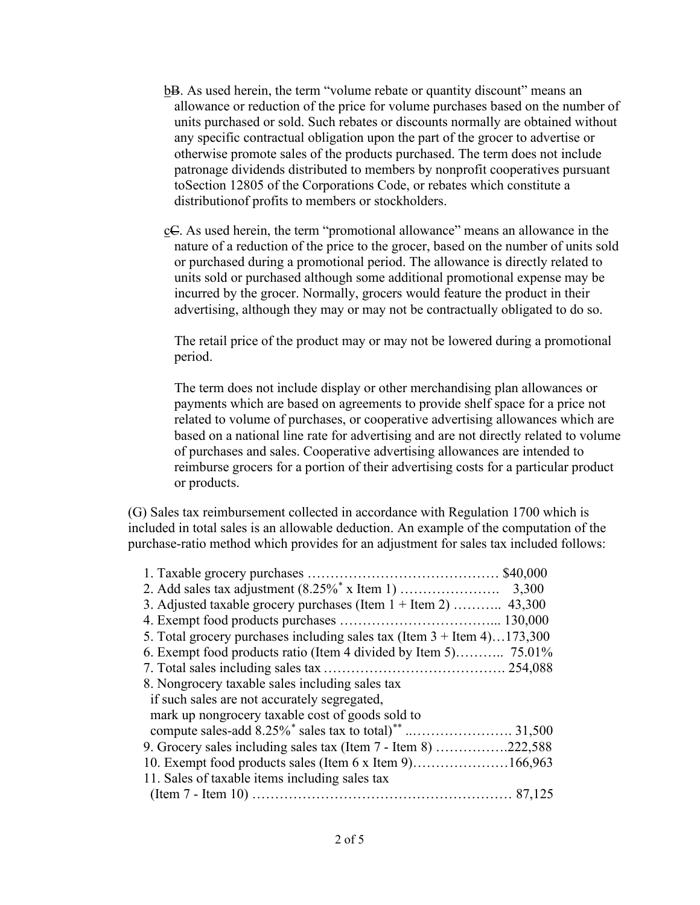bB. As used herein, the term "volume rebate or quantity discount" means an allowance or reduction of the price for volume purchases based on the number of units purchased or sold. Such rebates or discounts normally are obtained without any specific contractual obligation upon the part of the grocer to advertise or otherwise promote sales of the products purchased. The term does not include patronage dividends distributed to members by nonprofit cooperatives pursuant toSection 12805 of the Corporations Code, or rebates which constitute a distributionof profits to members or stockholders.

cC. As used herein, the term "promotional allowance" means an allowance in the nature of a reduction of the price to the grocer, based on the number of units sold or purchased during a promotional period. The allowance is directly related to units sold or purchased although some additional promotional expense may be incurred by the grocer. Normally, grocers would feature the product in their advertising, although they may or may not be contractually obligated to do so.

The retail price of the product may or may not be lowered during a promotional period.

The term does not include display or other merchandising plan allowances or payments which are based on agreements to provide shelf space for a price not related to volume of purchases, or cooperative advertising allowances which are based on a national line rate for advertising and are not directly related to volume of purchases and sales. Cooperative advertising allowances are intended to reimburse grocers for a portion of their advertising costs for a particular product or products.

(G) Sales tax reimbursement collected in accordance with Regulation 1700 which is included in total sales is an allowable deduction. An example of the computation of the purchase-ratio method which provides for an adjustment for sales tax included follows:

1. Taxable grocery purchases …………………………………… $40,000
2. Add sales tax adjustment (8.25%* x Item 1) …………………. 3,300
3. Adjusted taxable grocery purchases (Item 1 + Item 2) ……….. 43,300
4. Exempt food products purchases …………………………….... 130,000
5. Total grocery purchases including sales tax (Item 3 + Item 4)…173,300
6. Exempt food products ratio (Item 4 divided by Item 5)……….. 75.01%
7. Total sales including sales tax …………………………………. 254,088
8. Nongrocery taxable sales including sales tax if such sales are not accurately segregated, mark up nongrocery taxable cost of goods sold to compute sales-add 8.25%* sales tax to total)** ..…………………. 31,500
9. Grocery sales including sales tax (Item 7 - Item 8) …………….222,588
10. Exempt food products sales (Item 6 x Item 9)…………………166,963
11. Sales of taxable items including sales tax (Item 7 - Item 10) ………………………………………………… 87,125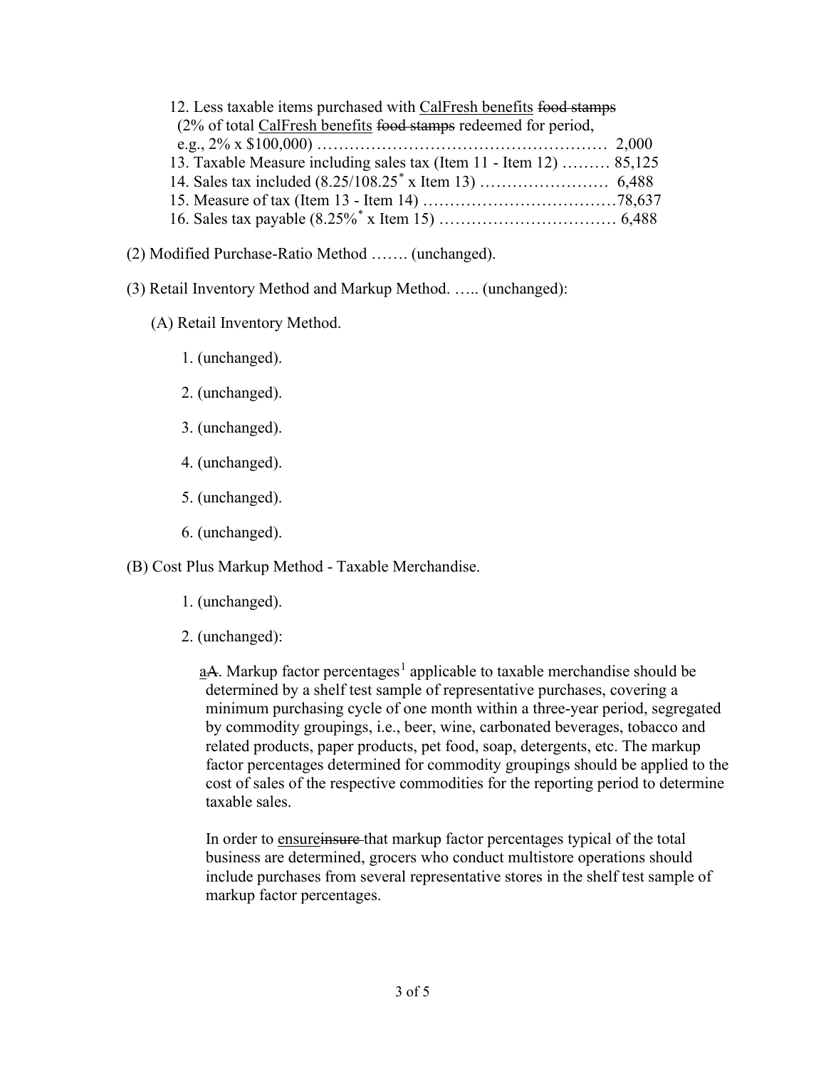12. Less taxable items purchased with CalFresh benefits ~~food stamps~~ (2% of total CalFresh benefits ~~food stamps~~ redeemed for period, e.g., 2% x $100,000) ……………………………………………… 2,000

13. Taxable Measure including sales tax (Item 11 - Item 12) ……… 85,125

14. Sales tax included (8.25/108.25* x Item 13) …………………… 6,488

15. Measure of tax (Item 13 - Item 14) ………………………………78,637

16. Sales tax payable (8.25%* x Item 15) …………………………… 6,488

(2) Modified Purchase-Ratio Method ……. (unchanged).

(3) Retail Inventory Method and Markup Method. ….. (unchanged):

(A) Retail Inventory Method.

1. (unchanged).

2. (unchanged).

3. (unchanged).

4. (unchanged).

5. (unchanged).

6. (unchanged).

(B) Cost Plus Markup Method - Taxable Merchandise.

1. (unchanged).

2. (unchanged):

a~~A~~. Markup factor percentages[1] applicable to taxable merchandise should be determined by a shelf test sample of representative purchases, covering a minimum purchasing cycle of one month within a three-year period, segregated by commodity groupings, i.e., beer, wine, carbonated beverages, tobacco and related products, paper products, pet food, soap, detergents, etc. The markup factor percentages determined for commodity groupings should be applied to the cost of sales of the respective commodities for the reporting period to determine taxable sales.

In order to ensure~~insure~~ that markup factor percentages typical of the total business are determined, grocers who conduct multistore operations should include purchases from several representative stores in the shelf test sample of markup factor percentages.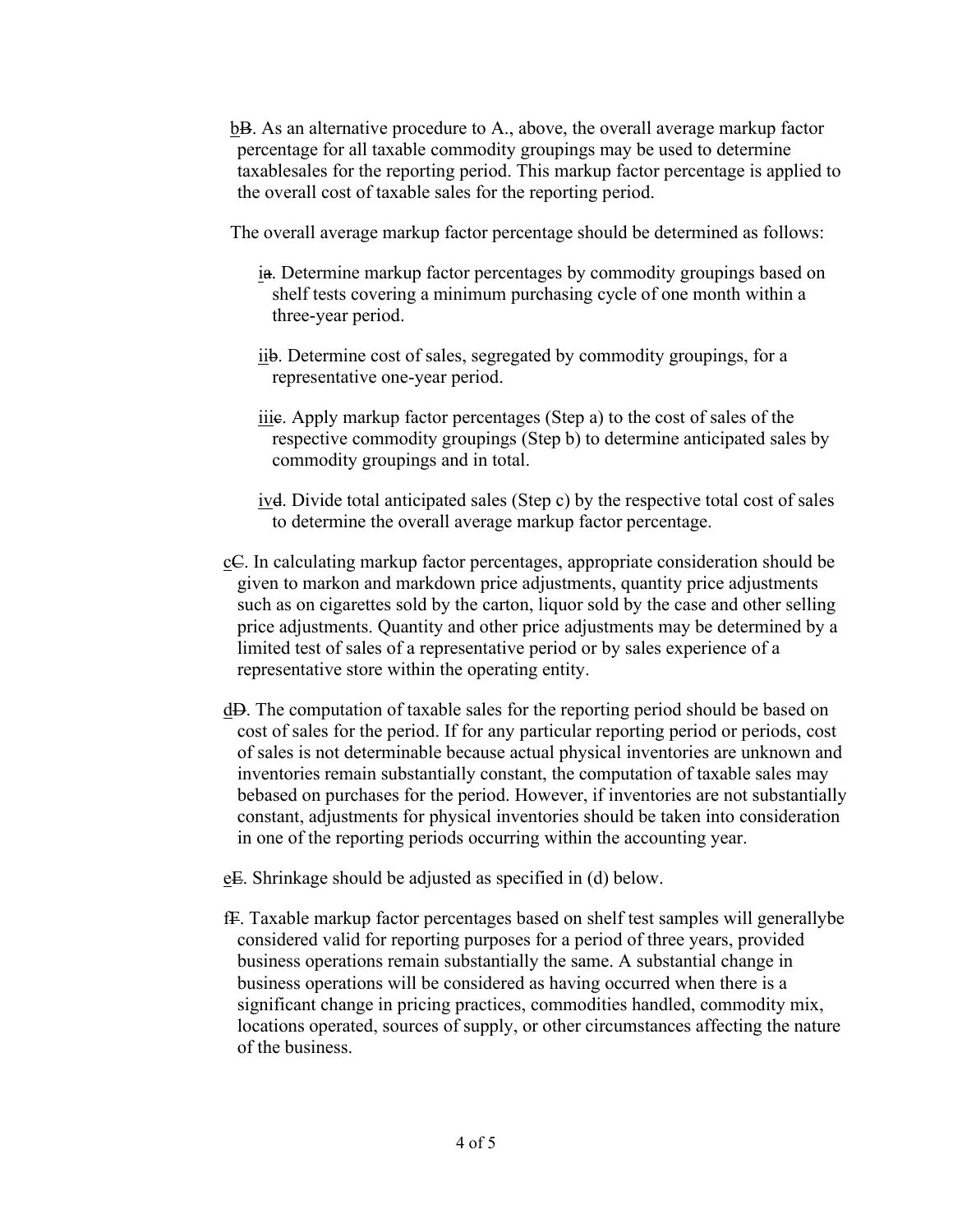bB. As an alternative procedure to A., above, the overall average markup factor percentage for all taxable commodity groupings may be used to determine taxablesales for the reporting period. This markup factor percentage is applied to the overall cost of taxable sales for the reporting period.

The overall average markup factor percentage should be determined as follows:

ia. Determine markup factor percentages by commodity groupings based on shelf tests covering a minimum purchasing cycle of one month within a three-year period.

iib. Determine cost of sales, segregated by commodity groupings, for a representative one-year period.

iiic. Apply markup factor percentages (Step a) to the cost of sales of the respective commodity groupings (Step b) to determine anticipated sales by commodity groupings and in total.

ivd. Divide total anticipated sales (Step c) by the respective total cost of sales to determine the overall average markup factor percentage.

cC. In calculating markup factor percentages, appropriate consideration should be given to markon and markdown price adjustments, quantity price adjustments such as on cigarettes sold by the carton, liquor sold by the case and other selling price adjustments. Quantity and other price adjustments may be determined by a limited test of sales of a representative period or by sales experience of a representative store within the operating entity.

dD. The computation of taxable sales for the reporting period should be based on cost of sales for the period. If for any particular reporting period or periods, cost of sales is not determinable because actual physical inventories are unknown and inventories remain substantially constant, the computation of taxable sales may bebased on purchases for the period. However, if inventories are not substantially constant, adjustments for physical inventories should be taken into consideration in one of the reporting periods occurring within the accounting year.

eE. Shrinkage should be adjusted as specified in (d) below.

fF. Taxable markup factor percentages based on shelf test samples will generallybe considered valid for reporting purposes for a period of three years, provided business operations remain substantially the same. A substantial change in business operations will be considered as having occurred when there is a significant change in pricing practices, commodities handled, commodity mix, locations operated, sources of supply, or other circumstances affecting the nature of the business.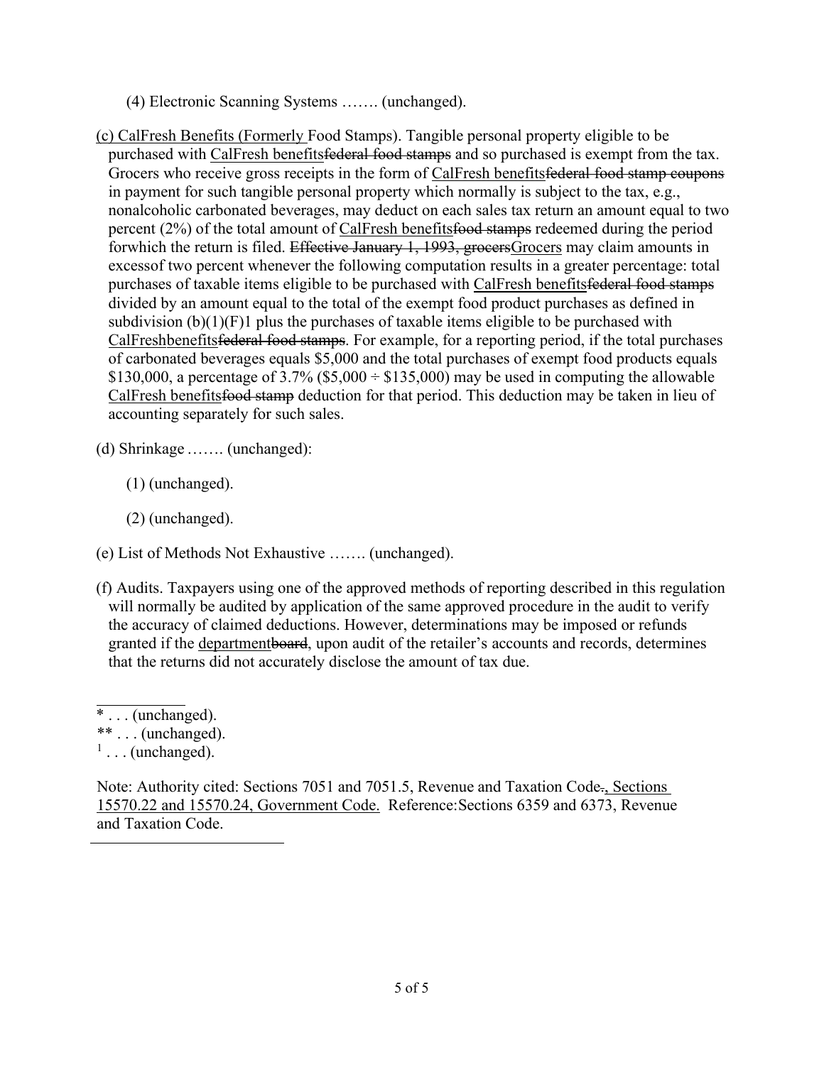(4) Electronic Scanning Systems ……. (unchanged).

(c) CalFresh Benefits (Formerly Food Stamps). Tangible personal property eligible to be purchased with CalFresh benefits~~federal food stamps~~ and so purchased is exempt from the tax. Grocers who receive gross receipts in the form of CalFresh benefits~~federal food stamp coupons~~ in payment for such tangible personal property which normally is subject to the tax, e.g., nonalcoholic carbonated beverages, may deduct on each sales tax return an amount equal to two percent (2%) of the total amount of CalFresh benefits~~food stamps~~ redeemed during the period forwhich the return is filed. ~~Effective January 1, 1993, grocers~~Grocers may claim amounts in excessof two percent whenever the following computation results in a greater percentage: total purchases of taxable items eligible to be purchased with CalFresh benefits~~federal food stamps~~ divided by an amount equal to the total of the exempt food product purchases as defined in subdivision (b)(1)(F)1 plus the purchases of taxable items eligible to be purchased with CalFreshbenefits~~federal food stamps~~. For example, for a reporting period, if the total purchases of carbonated beverages equals $5,000 and the total purchases of exempt food products equals $130,000, a percentage of 3.7% ($5,000 ÷ $135,000) may be used in computing the allowable CalFresh benefits~~food stamp~~ deduction for that period. This deduction may be taken in lieu of accounting separately for such sales.

(d) Shrinkage ……. (unchanged):

(1) (unchanged).

(2) (unchanged).

(e) List of Methods Not Exhaustive ……. (unchanged).

(f) Audits. Taxpayers using one of the approved methods of reporting described in this regulation will normally be audited by application of the same approved procedure in the audit to verify the accuracy of claimed deductions. However, determinations may be imposed or refunds granted if the department~~board~~, upon audit of the retailer's accounts and records, determines that the returns did not accurately disclose the amount of tax due.

---

* . . . (unchanged).

** . . . (unchanged).

[1] . . . (unchanged).

Note: Authority cited: Sections 7051 and 7051.5, Revenue and Taxation Code~~.~~, Sections 15570.22 and 15570.24, Government Code. Reference:Sections 6359 and 6373, Revenue and Taxation Code.